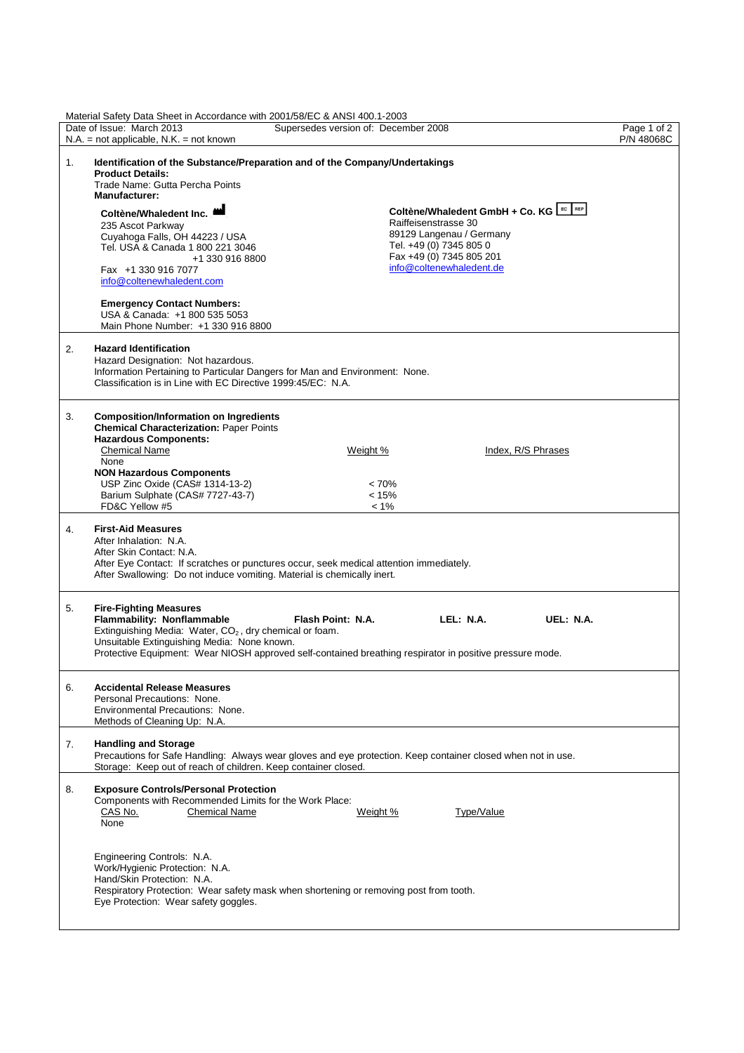Material Safety Data Sheet in Accordance with 2001/58/EC & ANSI 400.1-2003

Date of Issue: March 2013 | Supersedes version of: December 2008 | P/N 48068C

N.A. = not applicable, N.K. = not known

## 1. Identification of the Substance/Preparation and of the Company/Undertakings

**Product Details:**
Trade Name: Gutta Percha Points

**Manufacturer:**

**Coltène/Whaledent Inc.**
235 Ascot Parkway
Cuyahoga Falls, OH 44223 / USA
Tel. USA & Canada 1 800 221 3046
+1 330 916 8800
Fax +1 330 916 7077
info@coltenewhaledent.com

**Coltène/Whaledent GmbH + Co. KG** EC REP
Raiffeisenstrasse 30
89129 Langenau / Germany
Tel. +49 (0) 7345 805 0
Fax +49 (0) 7345 805 201
info@coltenewhaledent.de

**Emergency Contact Numbers:**
USA & Canada: +1 800 535 5053
Main Phone Number: +1 330 916 8800

## 2. Hazard Identification

Hazard Designation: Not hazardous.
Information Pertaining to Particular Dangers for Man and Environment: None.
Classification is in Line with EC Directive 1999:45/EC: N.A.

## 3. Composition/Information on Ingredients

**Chemical Characterization:** Paper Points

**Hazardous Components:**

| Chemical Name | Weight % | Index, R/S Phrases |
|---|---|---|
| None | | |

**NON Hazardous Components**

| Chemical Name | Weight % |
|---|---|
| USP Zinc Oxide (CAS# 1314-13-2) | < 70% |
| Barium Sulphate (CAS# 7727-43-7) | < 15% |
| FD&C Yellow #5 | < 1% |

## 4. First-Aid Measures

After Inhalation: N.A.
After Skin Contact: N.A.
After Eye Contact: If scratches or punctures occur, seek medical attention immediately.
After Swallowing: Do not induce vomiting. Material is chemically inert.

## 5. Fire-Fighting Measures

**Flammability: Nonflammable** **Flash Point: N.A.** **LEL: N.A.** **UEL: N.A.**

Extinguishing Media: Water, $CO_2$, dry chemical or foam.
Unsuitable Extinguishing Media: None known.
Protective Equipment: Wear NIOSH approved self-contained breathing respirator in positive pressure mode.

## 6. Accidental Release Measures

Personal Precautions: None.
Environmental Precautions: None.
Methods of Cleaning Up: N.A.

## 7. Handling and Storage

Precautions for Safe Handling: Always wear gloves and eye protection. Keep container closed when not in use.
Storage: Keep out of reach of children. Keep container closed.

## 8. Exposure Controls/Personal Protection

Components with Recommended Limits for the Work Place:

| CAS No. | Chemical Name | Weight % | Type/Value |
|---|---|---|---|
| None | | | |

Engineering Controls: N.A.
Work/Hygienic Protection: N.A.
Hand/Skin Protection: N.A.
Respiratory Protection: Wear safety mask when shortening or removing post from tooth.
Eye Protection: Wear safety goggles.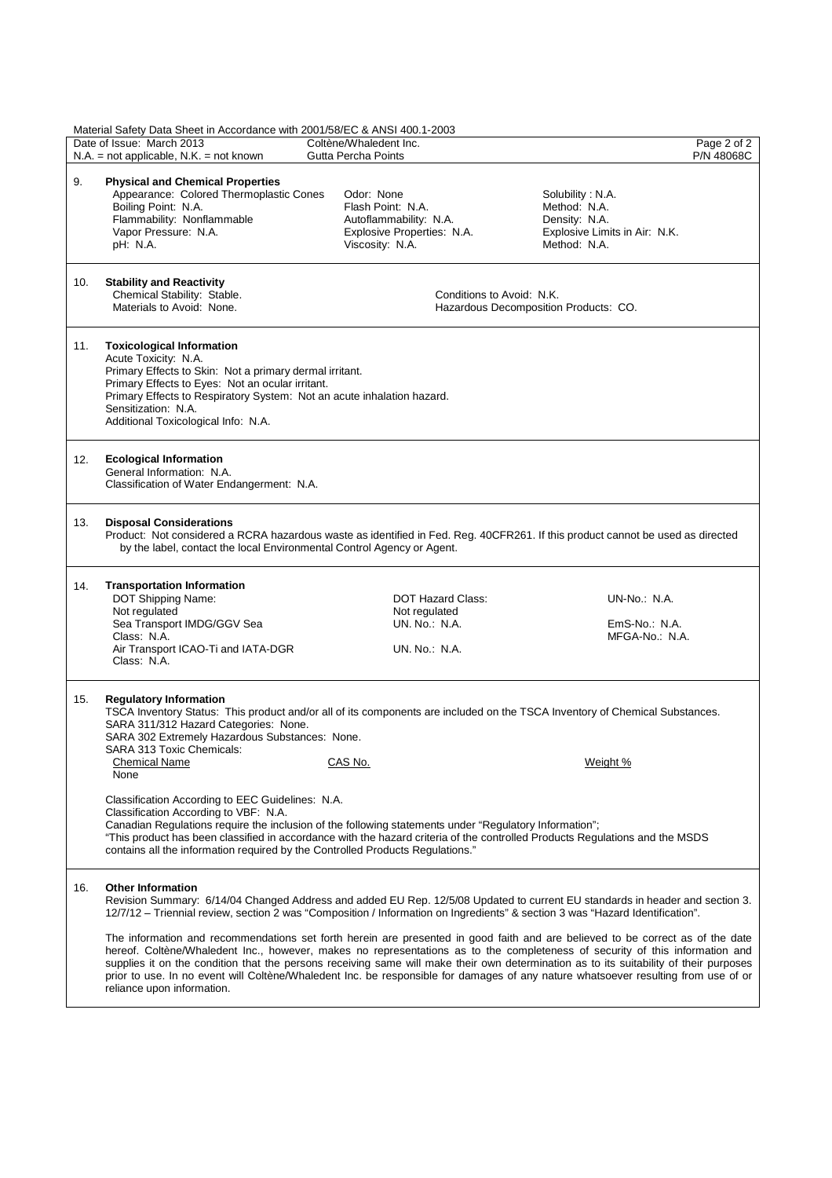Material Safety Data Sheet in Accordance with 2001/58/EC & ANSI 400.1-2003

| | | |
|---|---|---|
| Date of Issue: March 2013 | Coltène/Whaledent Inc. | |
| N.A. = not applicable, N.K. = not known | Gutta Percha Points | P/N 48068C |

## 9. Physical and Chemical Properties

| | | |
|---|---|---|
| Appearance: Colored Thermoplastic Cones | Odor: None | Solubility : N.A. |
| Boiling Point: N.A. | Flash Point: N.A. | Method: N.A. |
| Flammability: Nonflammable | Autoflammability: N.A. | Density: N.A. |
| Vapor Pressure: N.A. | Explosive Properties: N.A. | Explosive Limits in Air: N.K. |
| pH: N.A. | Viscosity: N.A. | Method: N.A. |

## 10. Stability and Reactivity

Chemical Stability: Stable.
Materials to Avoid: None.
Conditions to Avoid: N.K.
Hazardous Decomposition Products: CO.

## 11. Toxicological Information

Acute Toxicity: N.A.
Primary Effects to Skin: Not a primary dermal irritant.
Primary Effects to Eyes: Not an ocular irritant.
Primary Effects to Respiratory System: Not an acute inhalation hazard.
Sensitization: N.A.
Additional Toxicological Info: N.A.

## 12. Ecological Information

General Information: N.A.
Classification of Water Endangerment: N.A.

## 13. Disposal Considerations

Product: Not considered a RCRA hazardous waste as identified in Fed. Reg. 40CFR261. If this product cannot be used as directed by the label, contact the local Environmental Control Agency or Agent.

## 14. Transportation Information

| | | |
|---|---|---|
| DOT Shipping Name: | DOT Hazard Class: | UN-No.: N.A. |
| Not regulated | Not regulated | |
| Sea Transport IMDG/GGV Sea | UN. No.: N.A. | EmS-No.: N.A. |
| Class: N.A. | | MFGA-No.: N.A. |
| Air Transport ICAO-Ti and IATA-DGR | UN. No.: N.A. | |
| Class: N.A. | | |

## 15. Regulatory Information

TSCA Inventory Status: This product and/or all of its components are included on the TSCA Inventory of Chemical Substances.
SARA 311/312 Hazard Categories: None.
SARA 302 Extremely Hazardous Substances: None.
SARA 313 Toxic Chemicals:

| Chemical Name | CAS No. | Weight % |
|---|---|---|
| None | | |

Classification According to EEC Guidelines: N.A.
Classification According to VBF: N.A.
Canadian Regulations require the inclusion of the following statements under "Regulatory Information";
"This product has been classified in accordance with the hazard criteria of the controlled Products Regulations and the MSDS contains all the information required by the Controlled Products Regulations."

## 16. Other Information

Revision Summary: 6/14/04 Changed Address and added EU Rep. 12/5/08 Updated to current EU standards in header and section 3. 12/7/12 – Triennial review, section 2 was "Composition / Information on Ingredients" & section 3 was "Hazard Identification".

The information and recommendations set forth herein are presented in good faith and are believed to be correct as of the date hereof. Coltène/Whaledent Inc., however, makes no representations as to the completeness of security of this information and supplies it on the condition that the persons receiving same will make their own determination as to its suitability of their purposes prior to use. In no event will Coltène/Whaledent Inc. be responsible for damages of any nature whatsoever resulting from use of or reliance upon information.